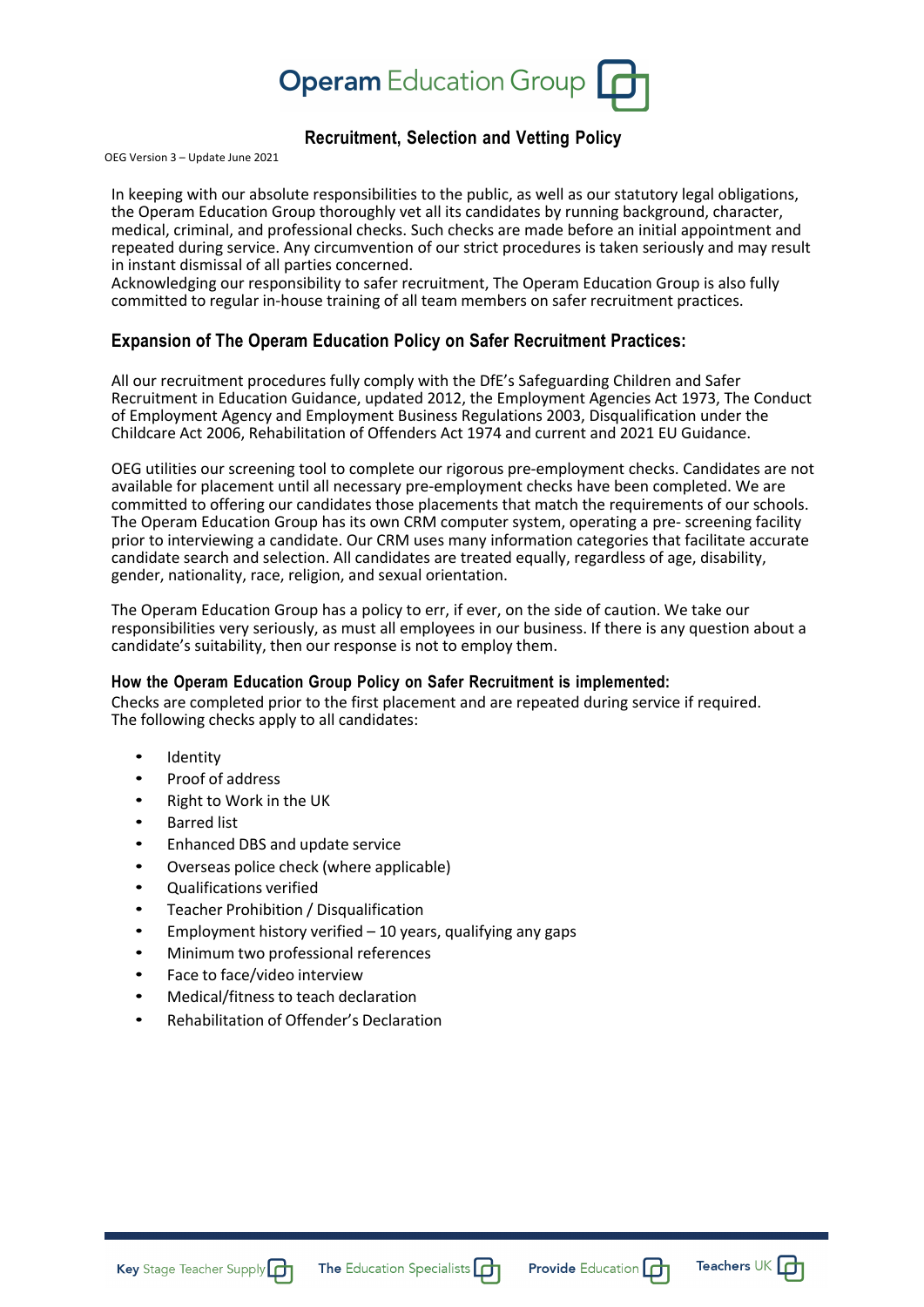# Operam Education Group

## Recruitment, Selection and Vetting Policy

OEG Version 3 – Update June 2021

In keeping with our absolute responsibilities to the public, as well as our statutory legal obligations, the Operam Education Group thoroughly vet all its candidates by running background, character, medical, criminal, and professional checks. Such checks are made before an initial appointment and repeated during service. Any circumvention of our strict procedures is taken seriously and may result in instant dismissal of all parties concerned.
Acknowledging our responsibility to safer recruitment, The Operam Education Group is also fully committed to regular in-house training of all team members on safer recruitment practices.

## Expansion of The Operam Education Policy on Safer Recruitment Practices:

All our recruitment procedures fully comply with the DfE's Safeguarding Children and Safer Recruitment in Education Guidance, updated 2012, the Employment Agencies Act 1973, The Conduct of Employment Agency and Employment Business Regulations 2003, Disqualification under the Childcare Act 2006, Rehabilitation of Offenders Act 1974 and current and 2021 EU Guidance.

OEG utilities our screening tool to complete our rigorous pre-employment checks. Candidates are not available for placement until all necessary pre-employment checks have been completed. We are committed to offering our candidates those placements that match the requirements of our schools. The Operam Education Group has its own CRM computer system, operating a pre- screening facility prior to interviewing a candidate. Our CRM uses many information categories that facilitate accurate candidate search and selection. All candidates are treated equally, regardless of age, disability, gender, nationality, race, religion, and sexual orientation.

The Operam Education Group has a policy to err, if ever, on the side of caution. We take our responsibilities very seriously, as must all employees in our business. If there is any question about a candidate's suitability, then our response is not to employ them.

### How the Operam Education Group Policy on Safer Recruitment is implemented:

Checks are completed prior to the first placement and are repeated during service if required.
The following checks apply to all candidates:

- Identity
- Proof of address
- Right to Work in the UK
- Barred list
- Enhanced DBS and update service
- Overseas police check (where applicable)
- Qualifications verified
- Teacher Prohibition / Disqualification
- Employment history verified – 10 years, qualifying any gaps
- Minimum two professional references
- Face to face/video interview
- Medical/fitness to teach declaration
- Rehabilitation of Offender's Declaration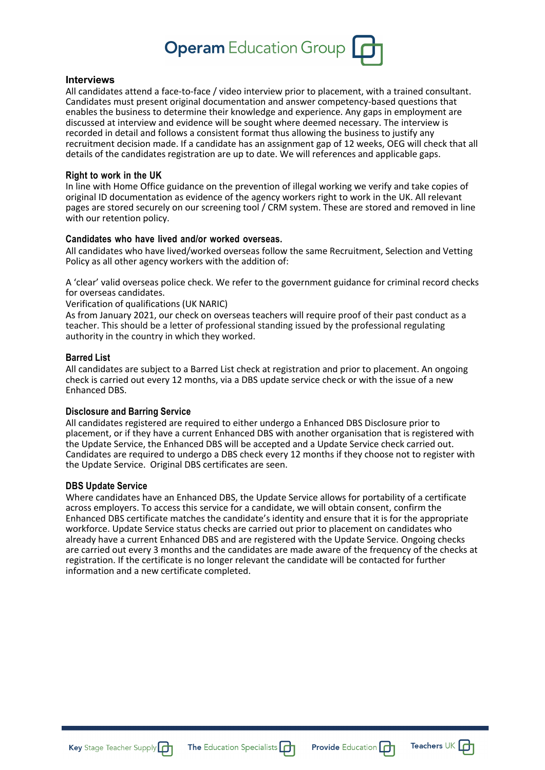## Interviews

All candidates attend a face-to-face / video interview prior to placement, with a trained consultant. Candidates must present original documentation and answer competency-based questions that enables the business to determine their knowledge and experience. Any gaps in employment are discussed at interview and evidence will be sought where deemed necessary. The interview is recorded in detail and follows a consistent format thus allowing the business to justify any recruitment decision made. If a candidate has an assignment gap of 12 weeks, OEG will check that all details of the candidates registration are up to date. We will references and applicable gaps.

## Right to work in the UK

In line with Home Office guidance on the prevention of illegal working we verify and take copies of original ID documentation as evidence of the agency workers right to work in the UK. All relevant pages are stored securely on our screening tool / CRM system. These are stored and removed in line with our retention policy.

## Candidates who have lived and/or worked overseas.

All candidates who have lived/worked overseas follow the same Recruitment, Selection and Vetting Policy as all other agency workers with the addition of:

A 'clear' valid overseas police check. We refer to the government guidance for criminal record checks for overseas candidates.

Verification of qualifications (UK NARIC)

As from January 2021, our check on overseas teachers will require proof of their past conduct as a teacher. This should be a letter of professional standing issued by the professional regulating authority in the country in which they worked.

## Barred List

All candidates are subject to a Barred List check at registration and prior to placement. An ongoing check is carried out every 12 months, via a DBS update service check or with the issue of a new Enhanced DBS.

## Disclosure and Barring Service

All candidates registered are required to either undergo a Enhanced DBS Disclosure prior to placement, or if they have a current Enhanced DBS with another organisation that is registered with the Update Service, the Enhanced DBS will be accepted and a Update Service check carried out. Candidates are required to undergo a DBS check every 12 months if they choose not to register with the Update Service. Original DBS certificates are seen.

## DBS Update Service

Where candidates have an Enhanced DBS, the Update Service allows for portability of a certificate across employers. To access this service for a candidate, we will obtain consent, confirm the Enhanced DBS certificate matches the candidate's identity and ensure that it is for the appropriate workforce. Update Service status checks are carried out prior to placement on candidates who already have a current Enhanced DBS and are registered with the Update Service. Ongoing checks are carried out every 3 months and the candidates are made aware of the frequency of the checks at registration. If the certificate is no longer relevant the candidate will be contacted for further information and a new certificate completed.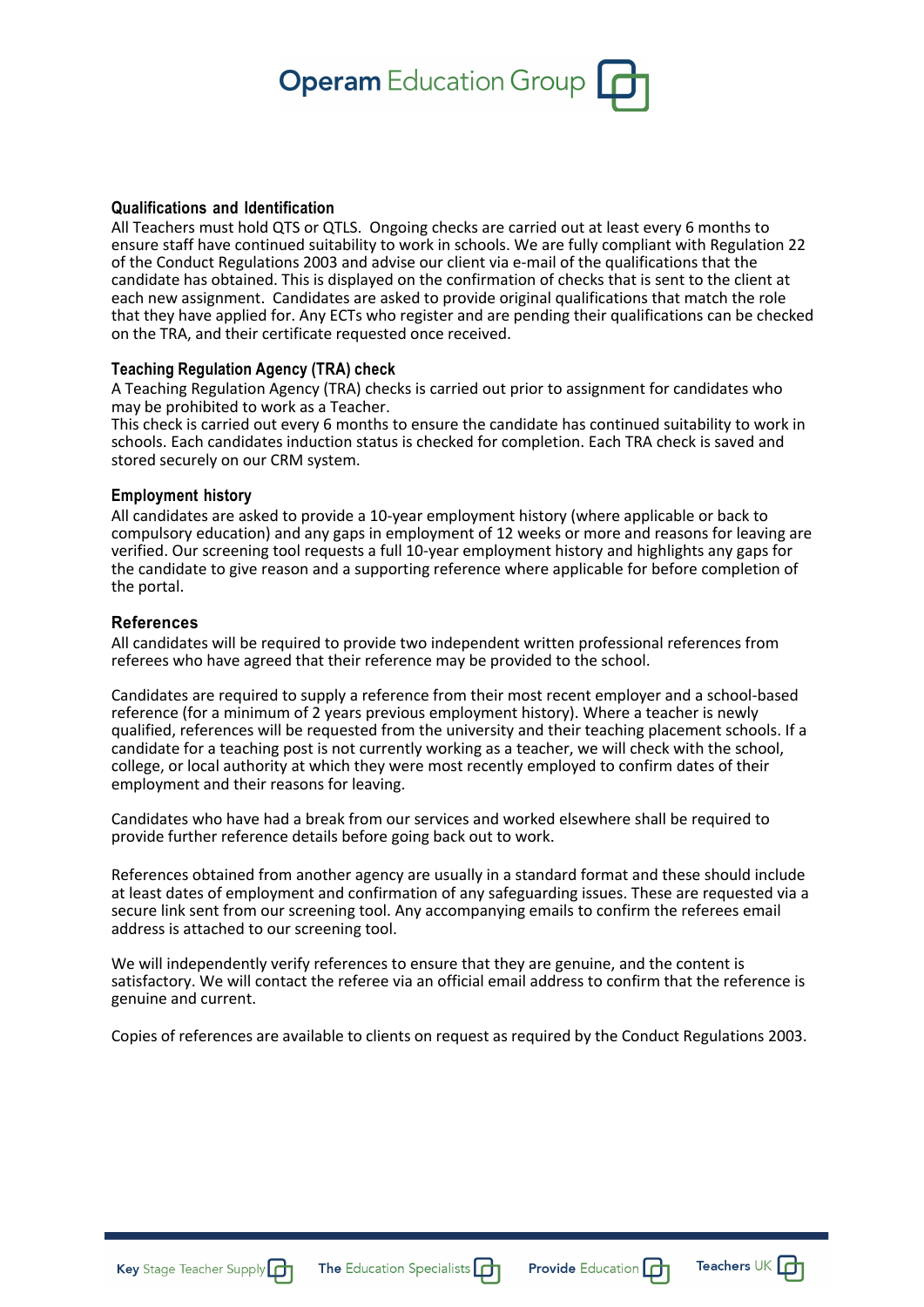## Qualifications and Identification

All Teachers must hold QTS or QTLS. Ongoing checks are carried out at least every 6 months to ensure staff have continued suitability to work in schools. We are fully compliant with Regulation 22 of the Conduct Regulations 2003 and advise our client via e-mail of the qualifications that the candidate has obtained. This is displayed on the confirmation of checks that is sent to the client at each new assignment. Candidates are asked to provide original qualifications that match the role that they have applied for. Any ECTs who register and are pending their qualifications can be checked on the TRA, and their certificate requested once received.

## Teaching Regulation Agency (TRA) check

A Teaching Regulation Agency (TRA) checks is carried out prior to assignment for candidates who may be prohibited to work as a Teacher.
This check is carried out every 6 months to ensure the candidate has continued suitability to work in schools. Each candidates induction status is checked for completion. Each TRA check is saved and stored securely on our CRM system.

## Employment history

All candidates are asked to provide a 10-year employment history (where applicable or back to compulsory education) and any gaps in employment of 12 weeks or more and reasons for leaving are verified. Our screening tool requests a full 10-year employment history and highlights any gaps for the candidate to give reason and a supporting reference where applicable for before completion of the portal.

## References

All candidates will be required to provide two independent written professional references from referees who have agreed that their reference may be provided to the school.

Candidates are required to supply a reference from their most recent employer and a school-based reference (for a minimum of 2 years previous employment history). Where a teacher is newly qualified, references will be requested from the university and their teaching placement schools. If a candidate for a teaching post is not currently working as a teacher, we will check with the school, college, or local authority at which they were most recently employed to confirm dates of their employment and their reasons for leaving.

Candidates who have had a break from our services and worked elsewhere shall be required to provide further reference details before going back out to work.

References obtained from another agency are usually in a standard format and these should include at least dates of employment and confirmation of any safeguarding issues. These are requested via a secure link sent from our screening tool. Any accompanying emails to confirm the referees email address is attached to our screening tool.

We will independently verify references to ensure that they are genuine, and the content is satisfactory. We will contact the referee via an official email address to confirm that the reference is genuine and current.

Copies of references are available to clients on request as required by the Conduct Regulations 2003.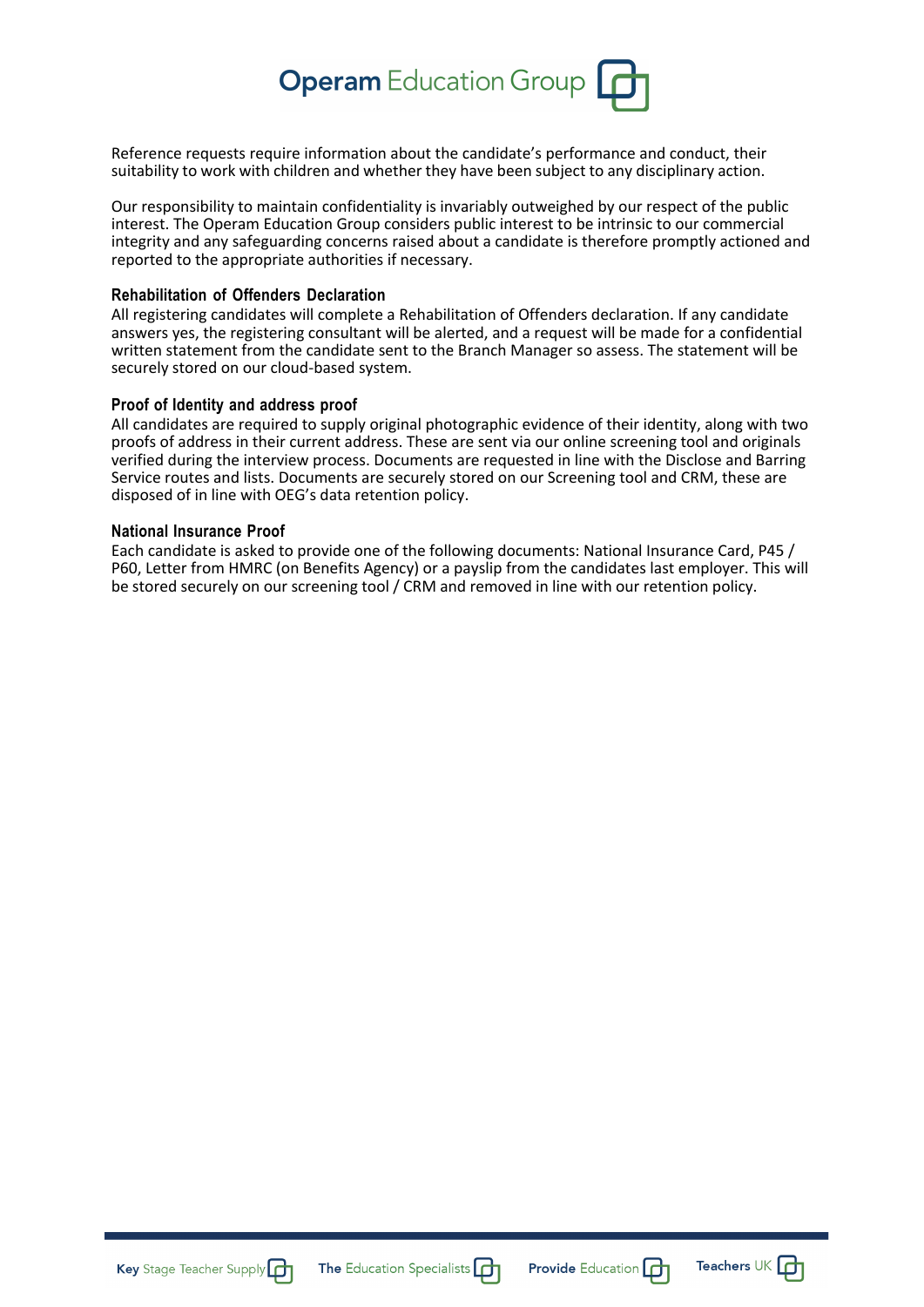Reference requests require information about the candidate's performance and conduct, their suitability to work with children and whether they have been subject to any disciplinary action.

Our responsibility to maintain confidentiality is invariably outweighed by our respect of the public interest. The Operam Education Group considers public interest to be intrinsic to our commercial integrity and any safeguarding concerns raised about a candidate is therefore promptly actioned and reported to the appropriate authorities if necessary.

### Rehabilitation of Offenders Declaration

All registering candidates will complete a Rehabilitation of Offenders declaration. If any candidate answers yes, the registering consultant will be alerted, and a request will be made for a confidential written statement from the candidate sent to the Branch Manager so assess. The statement will be securely stored on our cloud-based system.

### Proof of Identity and address proof

All candidates are required to supply original photographic evidence of their identity, along with two proofs of address in their current address. These are sent via our online screening tool and originals verified during the interview process. Documents are requested in line with the Disclose and Barring Service routes and lists. Documents are securely stored on our Screening tool and CRM, these are disposed of in line with OEG's data retention policy.

### National Insurance Proof

Each candidate is asked to provide one of the following documents: National Insurance Card, P45 / P60, Letter from HMRC (on Benefits Agency) or a payslip from the candidates last employer. This will be stored securely on our screening tool / CRM and removed in line with our retention policy.